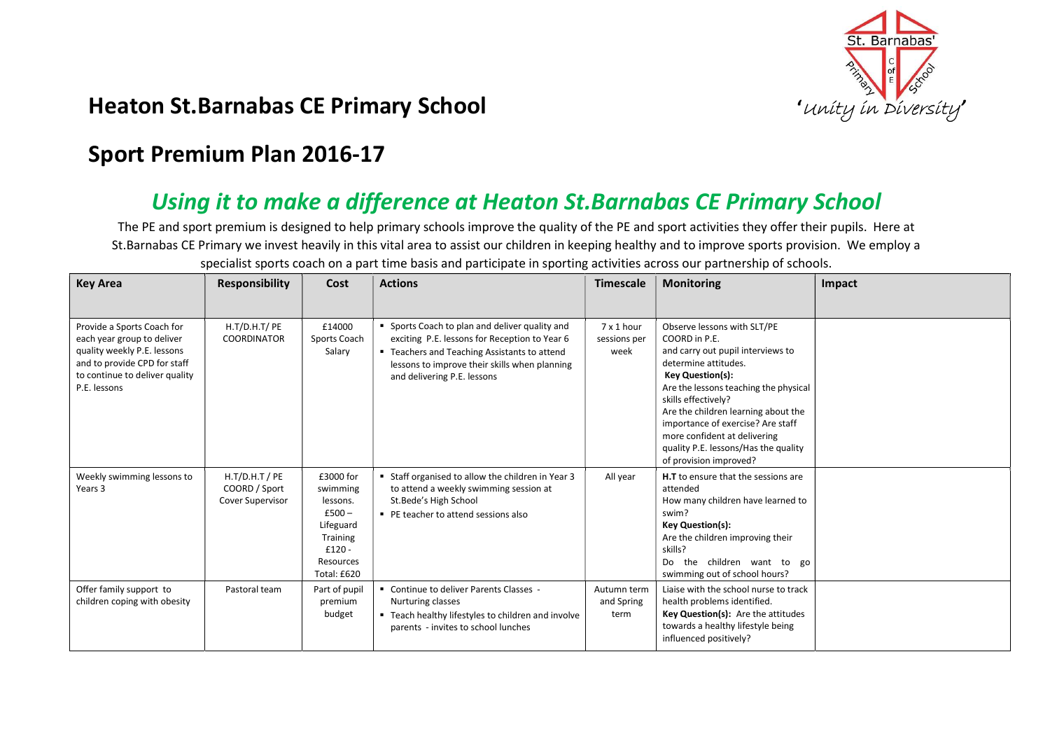# Heaton St.Barnabas CE Primary School

## Sport Premium Plan 2016-17

## *Using it to make a difference at Heaton St.Barnabas CE Primary School*

The PE and sport premium is designed to help primary schools improve the quality of the PE and sport activities they offer their pupils. Here at St.Barnabas CE Primary we invest heavily in this vital area to assist our children in keeping healthy and to improve sports provision. We employ a specialist sports coach on a part time basis and participate in sporting activities across our partnership of schools.

| Key Area | Responsibility | Cost | Actions | Timescale | Monitoring | Impact |
|---|---|---|---|---|---|---|
| Provide a Sports Coach for each year group to deliver quality weekly P.E. lessons and to provide CPD for staff to continue to deliver quality P.E. lessons | H.T/D.H.T/ PE COORDINATOR | £14000 Sports Coach Salary | ▪ Sports Coach to plan and deliver quality and exciting P.E. lessons for Reception to Year 6<br>▪ Teachers and Teaching Assistants to attend lessons to improve their skills when planning and delivering P.E. lessons | 7 x 1 hour sessions per week | Observe lessons with SLT/PE COORD in P.E. and carry out pupil interviews to determine attitudes.<br>**Key Question(s):**<br>Are the lessons teaching the physical skills effectively?<br>Are the children learning about the importance of exercise? Are staff more confident at delivering quality P.E. lessons/Has the quality of provision improved? | |
| Weekly swimming lessons to Years 3 | H.T/D.H.T / PE COORD / Sport Cover Supervisor | £3000 for swimming lessons.<br>£500 – Lifeguard Training<br>£120 - Resources<br>Total: £620 | ▪ Staff organised to allow the children in Year 3 to attend a weekly swimming session at St.Bede's High School<br>▪ PE teacher to attend sessions also | All year | **H.T** to ensure that the sessions are attended<br>How many children have learned to swim?<br>**Key Question(s):**<br>Are the children improving their skills?<br>Do the children want to go swimming out of school hours? | |
| Offer family support to children coping with obesity | Pastoral team | Part of pupil premium budget | ▪ Continue to deliver Parents Classes - Nurturing classes<br>▪ Teach healthy lifestyles to children and involve parents - invites to school lunches | Autumn term and Spring term | Liaise with the school nurse to track health problems identified.<br>**Key Question(s):** Are the attitudes towards a healthy lifestyle being influenced positively? | |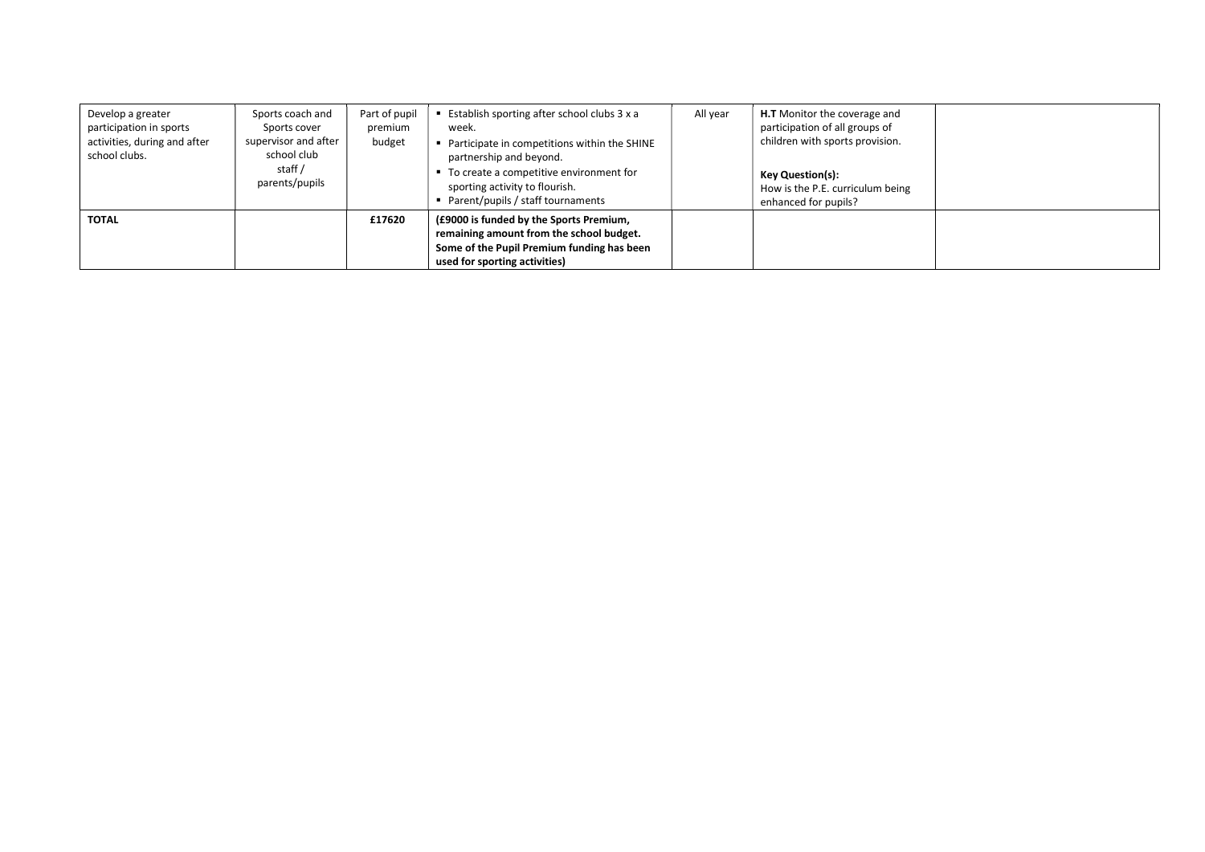| | | | | | | |
|---|---|---|---|---|---|---|
| Develop a greater participation in sports activities, during and after school clubs. | Sports coach and Sports cover supervisor and after school club staff / parents/pupils | Part of pupil premium budget | ▪ Establish sporting after school clubs 3 x a week.<br>▪ Participate in competitions within the SHINE partnership and beyond.<br>▪ To create a competitive environment for sporting activity to flourish.<br>▪ Parent/pupils / staff tournaments | All year | **H.T** Monitor the coverage and participation of all groups of children with sports provision.<br><br>**Key Question(s):**<br>How is the P.E. curriculum being enhanced for pupils? | |
| **TOTAL** | | **£17620** | **(£9000 is funded by the Sports Premium, remaining amount from the school budget. Some of the Pupil Premium funding has been used for sporting activities)** | | | |